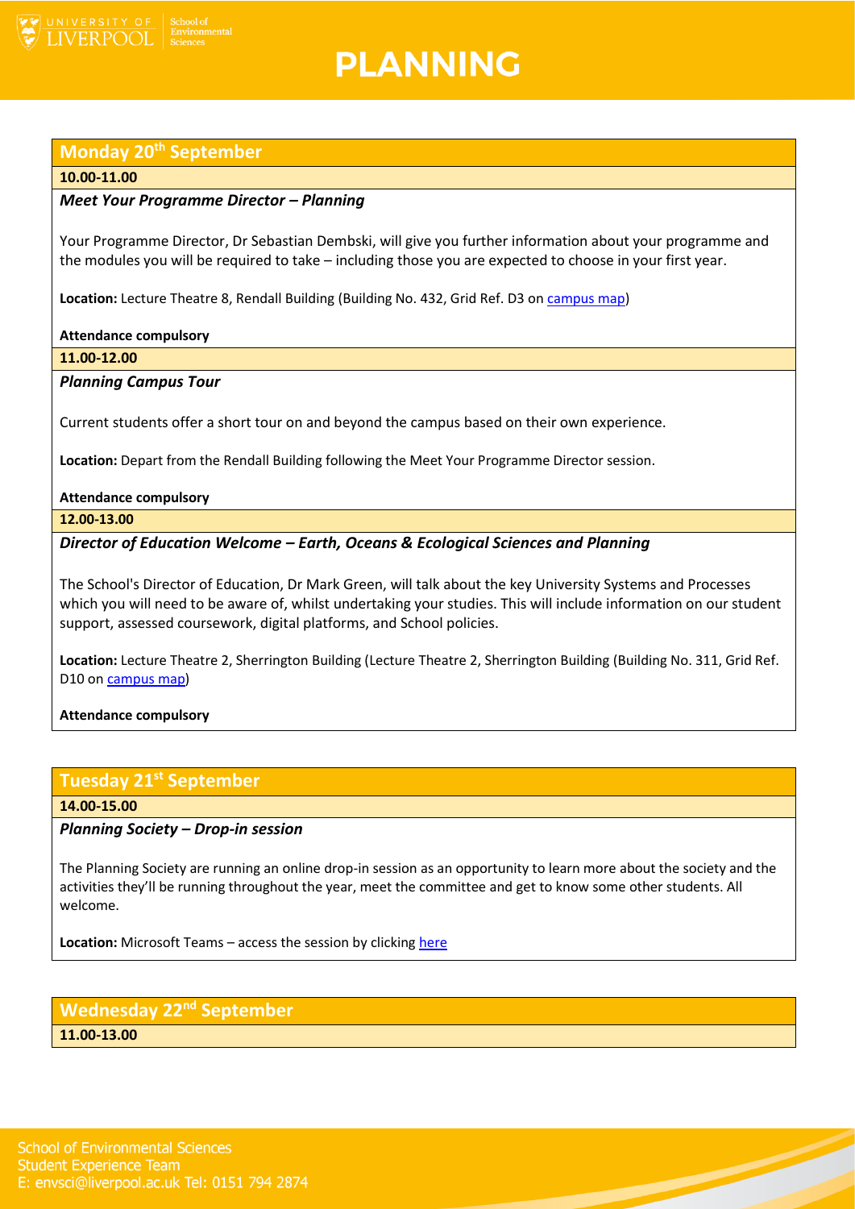# PLANNING

## Monday 20th September

**10.00-11.00**

***Meet Your Programme Director – Planning***

Your Programme Director, Dr Sebastian Dembski, will give you further information about your programme and the modules you will be required to take – including those you are expected to choose in your first year.

**Location:** Lecture Theatre 8, Rendall Building (Building No. 432, Grid Ref. D3 on campus map)

**Attendance compulsory**

**11.00-12.00**

***Planning Campus Tour***

Current students offer a short tour on and beyond the campus based on their own experience.

**Location:** Depart from the Rendall Building following the Meet Your Programme Director session.

**Attendance compulsory**

**12.00-13.00**

***Director of Education Welcome – Earth, Oceans & Ecological Sciences and Planning***

The School's Director of Education, Dr Mark Green, will talk about the key University Systems and Processes which you will need to be aware of, whilst undertaking your studies. This will include information on our student support, assessed coursework, digital platforms, and School policies.

**Location:** Lecture Theatre 2, Sherrington Building (Lecture Theatre 2, Sherrington Building (Building No. 311, Grid Ref. D10 on campus map)

**Attendance compulsory**

## Tuesday 21st September

**14.00-15.00**

***Planning Society – Drop-in session***

The Planning Society are running an online drop-in session as an opportunity to learn more about the society and the activities they'll be running throughout the year, meet the committee and get to know some other students. All welcome.

**Location:** Microsoft Teams – access the session by clicking here

## Wednesday 22nd September

**11.00-13.00**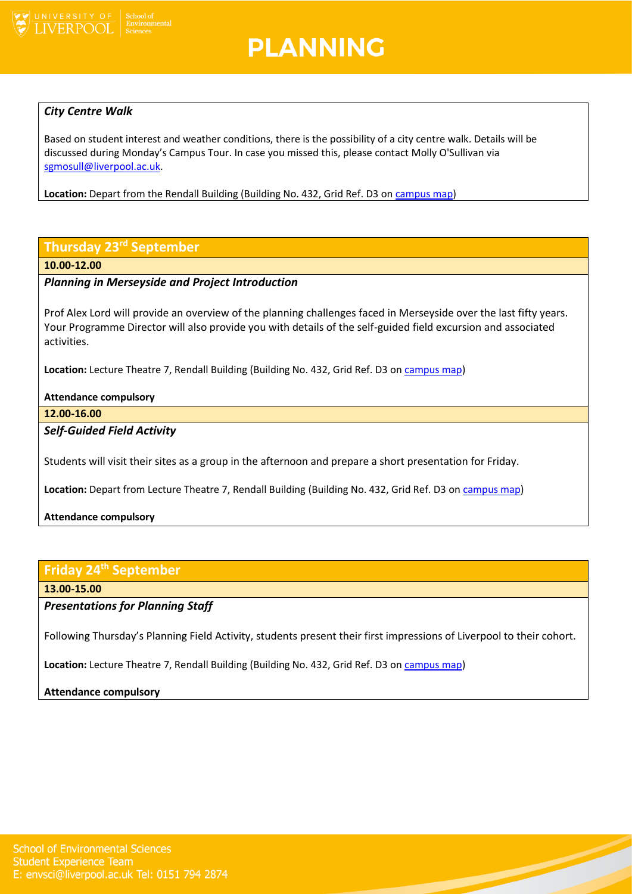### *City Centre Walk*

Based on student interest and weather conditions, there is the possibility of a city centre walk. Details will be discussed during Monday's Campus Tour. In case you missed this, please contact Molly O'Sullivan via sgmosull@liverpool.ac.uk.

**Location:** Depart from the Rendall Building (Building No. 432, Grid Ref. D3 on campus map)

## Thursday 23rd September

**10.00-12.00**

### *Planning in Merseyside and Project Introduction*

Prof Alex Lord will provide an overview of the planning challenges faced in Merseyside over the last fifty years. Your Programme Director will also provide you with details of the self-guided field excursion and associated activities.

**Location:** Lecture Theatre 7, Rendall Building (Building No. 432, Grid Ref. D3 on campus map)

**Attendance compulsory**

**12.00-16.00**

### *Self-Guided Field Activity*

Students will visit their sites as a group in the afternoon and prepare a short presentation for Friday.

**Location:** Depart from Lecture Theatre 7, Rendall Building (Building No. 432, Grid Ref. D3 on campus map)

**Attendance compulsory**

## Friday 24th September

**13.00-15.00**

### *Presentations for Planning Staff*

Following Thursday's Planning Field Activity, students present their first impressions of Liverpool to their cohort.

**Location:** Lecture Theatre 7, Rendall Building (Building No. 432, Grid Ref. D3 on campus map)

**Attendance compulsory**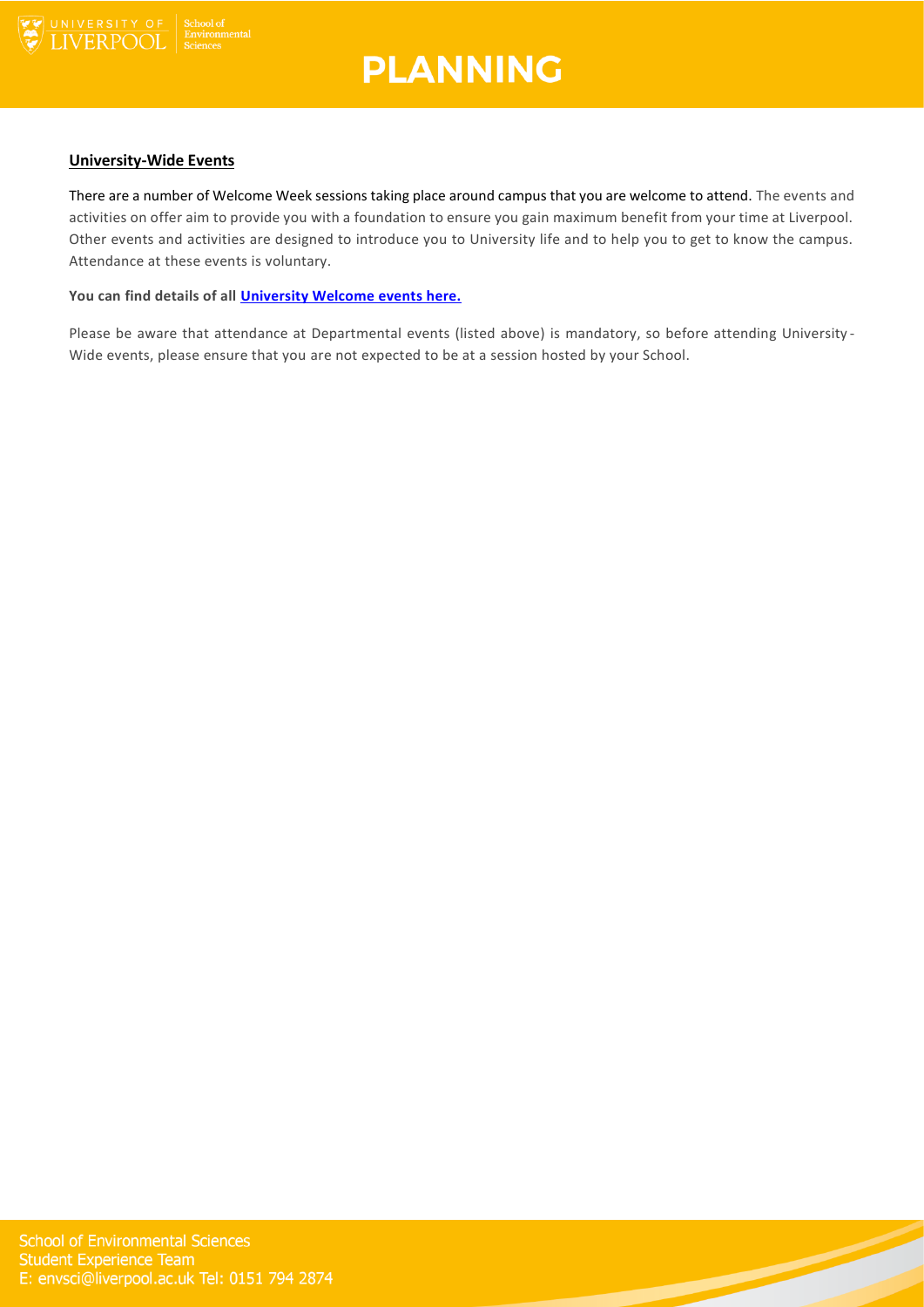# PLANNING

**University-Wide Events**

There are a number of Welcome Week sessions taking place around campus that you are welcome to attend. The events and activities on offer aim to provide you with a foundation to ensure you gain maximum benefit from your time at Liverpool. Other events and activities are designed to introduce you to University life and to help you to get to know the campus. Attendance at these events is voluntary.

**You can find details of all University Welcome events here.**

Please be aware that attendance at Departmental events (listed above) is mandatory, so before attending University-Wide events, please ensure that you are not expected to be at a session hosted by your School.

School of Environmental Sciences
Student Experience Team
E: envsci@liverpool.ac.uk Tel: 0151 794 2874